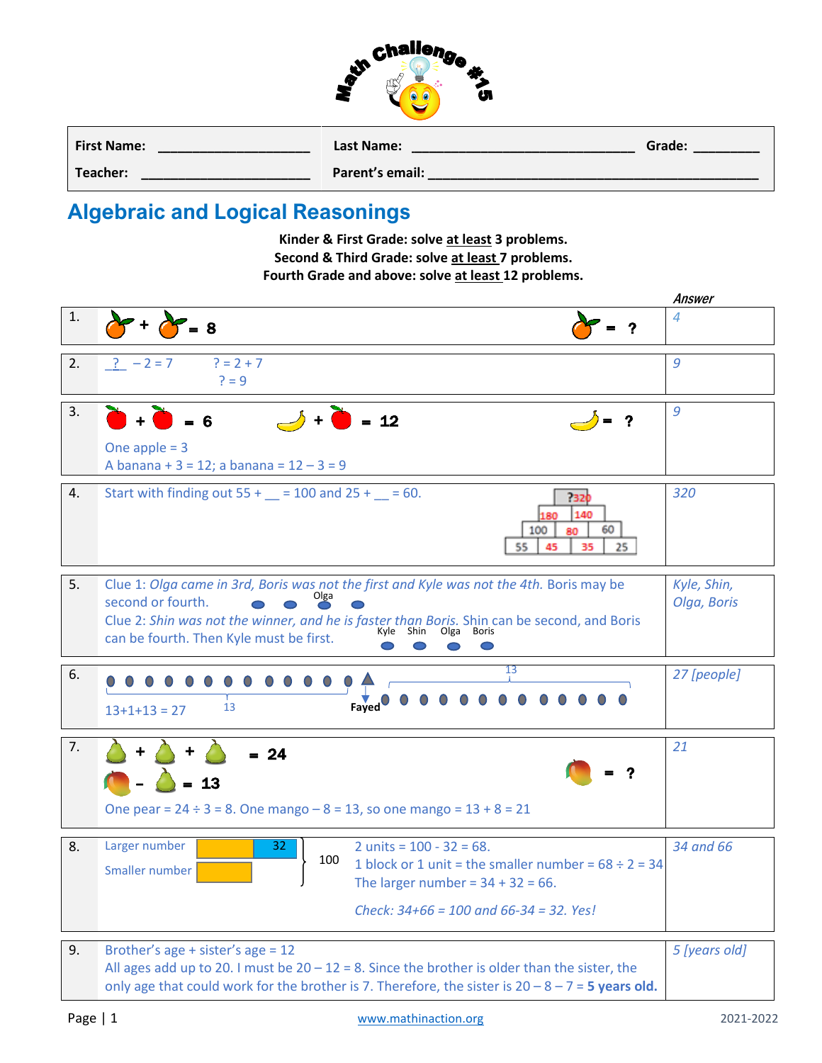# Math Challenge #15

| First Name: ____________________ | Last Name: ______________________________ | Grade: _________ |
|---|---|---|
| Teacher: ______________________ | Parent's email: ____________________________________________ | |

## Algebraic and Logical Reasonings

**Kinder & First Grade: solve at least 3 problems.**
**Second & Third Grade: solve at least 7 problems.**
**Fourth Grade and above: solve at least 12 problems.**

| # | Problem | *Answer* |
|---|---|---|
| 1. | 🍊 + 🍊 = 8    🍊 = ? | *4* |
| 2. | _?_ − 2 = 7    ? = 2 + 7  ? = 9 | *9* |
| 3. | 🍎 + 🍎 = 6    🍌 + 🍎 = 12    🍌 = ? <br> One apple = 3 <br> A banana + 3 = 12; a banana = 12 − 3 = 9 | *9* |
| 4. | Start with finding out 55 + __ = 100 and 25 + __ = 60. <br> Pyramid: ?320 / 180, 140 / 100, 80, 60 / 55, 45, 35, 25 | *320* |
| 5. | Clue 1: *Olga came in 3rd, Boris was not the first and Kyle was not the 4th.* Boris may be second or fourth. (Olga) <br> Clue 2: *Shin was not the winner, and he is faster than Boris.* Shin can be second, and Boris can be fourth. Then Kyle must be first. (Kyle, Shin, Olga, Boris) | *Kyle, Shin, Olga, Boris* |
| 6. | 13 + 1 + 13 = 27 (13 people, Fayed, 13 people) | *27 [people]* |
| 7. | 🍐 + 🍐 + 🍐 = 24 <br> 🥭 − 🍐 = 13    🥭 = ? <br> One pear = 24 ÷ 3 = 8. One mango − 8 = 13, so one mango = 13 + 8 = 21 | *21* |
| 8. | Larger number: [block][32]; Smaller number: [block]; total 100 <br> 2 units = 100 - 32 = 68. <br> 1 block or 1 unit = the smaller number = 68 ÷ 2 = 34 <br> The larger number = 34 + 32 = 66. <br> *Check: 34+66 = 100 and 66-34 = 32. Yes!* | *34 and 66* |
| 9. | Brother's age + sister's age = 12 <br> All ages add up to 20. I must be 20 − 12 = 8. Since the brother is older than the sister, the only age that could work for the brother is 7. Therefore, the sister is 20 − 8 − 7 = **5 years old.** | *5 [years old]* |

www.mathinaction.org  2021-2022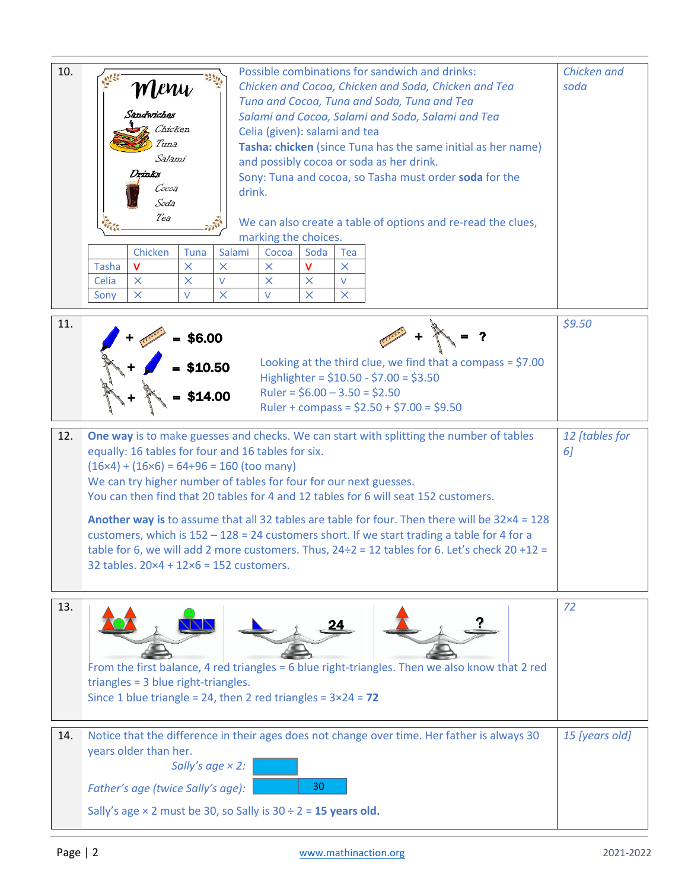**10.**

Menu

Sandwiches: Chicken, Tuna, Salami

Drinks: Cocoa, Soda, Tea

Possible combinations for sandwich and drinks:
*Chicken and Cocoa, Chicken and Soda, Chicken and Tea*
*Tuna and Cocoa, Tuna and Soda, Tuna and Tea*
*Salami and Cocoa, Salami and Soda, Salami and Tea*
Celia (given): salami and tea
**Tasha: chicken** (since Tuna has the same initial as her name) and possibly cocoa or soda as her drink.
Sony: Tuna and cocoa, so Tasha must order **soda** for the drink.

We can also create a table of options and re-read the clues, marking the choices.

| | Chicken | Tuna | Salami | Cocoa | Soda | Tea |
|---|---|---|---|---|---|---|
| Tasha | V | × | × | × | V | × |
| Celia | × | × | V | × | × | V |
| Sony | × | V | × | V | × | × |

*Answer: Chicken and soda*

**11.**

Highlighter + ruler = $6.00
Compass + highlighter = $10.50
Compass + compass = $14.00
Ruler + compass = ?

Looking at the third clue, we find that a compass = $7.00
Highlighter = $10.50 - $7.00 = $3.50
Ruler = $6.00 – 3.50 = $2.50
Ruler + compass = $2.50 + $7.00 = $9.50

*Answer: $9.50*

**12.** **One way** is to make guesses and checks. We can start with splitting the number of tables equally: 16 tables for four and 16 tables for six.
$(16\times4) + (16\times6) = 64+96 = 160$ (too many)
We can try higher number of tables for four for our next guesses.
You can then find that 20 tables for 4 and 12 tables for 6 will seat 152 customers.

**Another way is** to assume that all 32 tables are table for four. Then there will be $32\times4 = 128$ customers, which is $152 – 128 = 24$ customers short. If we start trading a table for 4 for a table for 6, we will add 2 more customers. Thus, $24\div2 = 12$ tables for 6. Let's check $20 + 12 = 32$ tables. $20\times4 + 12\times6 = 152$ customers.

*Answer: 12 [tables for 6]*

**13.** From the first balance, 4 red triangles = 6 blue right-triangles. Then we also know that 2 red triangles = 3 blue right-triangles.
Since 1 blue triangle = 24, then 2 red triangles = $3\times24 =$ **72**

*Answer: 72*

**14.** Notice that the difference in their ages does not change over time. Her father is always 30 years older than her.

*Sally's age × 2:* [bar]

*Father's age (twice Sally's age):* [bar] [30]

Sally's age × 2 must be 30, so Sally is $30 \div 2 =$ **15 years old.**

*Answer: 15 [years old]*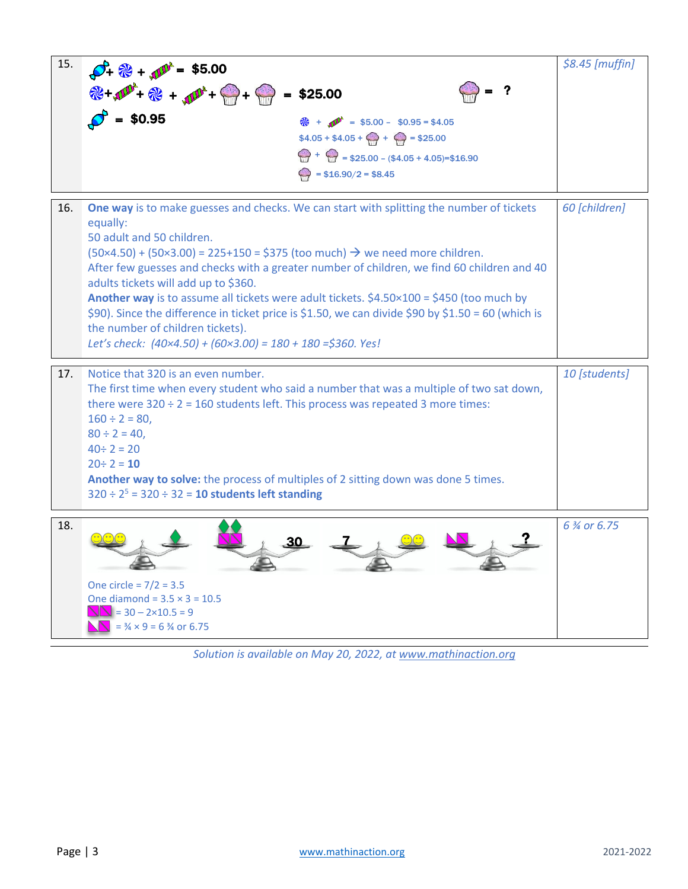| | | |
|---|---|---|
| 15. | + + = $5.00<br>+ + + + + = $25.00 &nbsp;&nbsp;&nbsp; = ?<br>= $0.95<br>+ = $5.00 – $0.95 = $4.05<br>$4.05 + $4.05 + + = $25.00<br>+ = $25.00 – ($4.05 + 4.05)=$16.90<br>= $16.90/2 = $8.45 | *$8.45 [muffin]* |
| 16. | **One way** is to make guesses and checks. We can start with splitting the number of tickets equally:<br>50 adult and 50 children.<br>(50×4.50) + (50×3.00) = 225+150 = $375 (too much) → we need more children.<br>After few guesses and checks with a greater number of children, we find 60 children and 40 adults tickets will add up to $360.<br>**Another way** is to assume all tickets were adult tickets. $4.50×100 = $450 (too much by $90). Since the difference in ticket price is $1.50, we can divide $90 by $1.50 = 60 (which is the number of children tickets).<br>*Let's check: (40×4.50) + (60×3.00) = 180 + 180 =$360. Yes!* | *60 [children]* |
| 17. | Notice that 320 is an even number.<br>The first time when every student who said a number that was a multiple of two sat down, there were 320 ÷ 2 = 160 students left. This process was repeated 3 more times:<br>160 ÷ 2 = 80,<br>80 ÷ 2 = 40,<br>40÷ 2 = 20<br>20÷ 2 = **10**<br>**Another way to solve:** the process of multiples of 2 sitting down was done 5 times.<br>320 ÷ $2^5$ = 320 ÷ 32 = **10 students left standing** | *10 [students]* |
| 18. | 30 &nbsp; 7 &nbsp; ?<br>One circle = 7/2 = 3.5<br>One diamond = 3.5 × 3 = 10.5<br>= 30 – 2×10.5 = 9<br>= ¾ × 9 = 6 ¾ or 6.75 | *6 ¾ or 6.75* |

*Solution is available on May 20, 2022, at www.mathinaction.org*